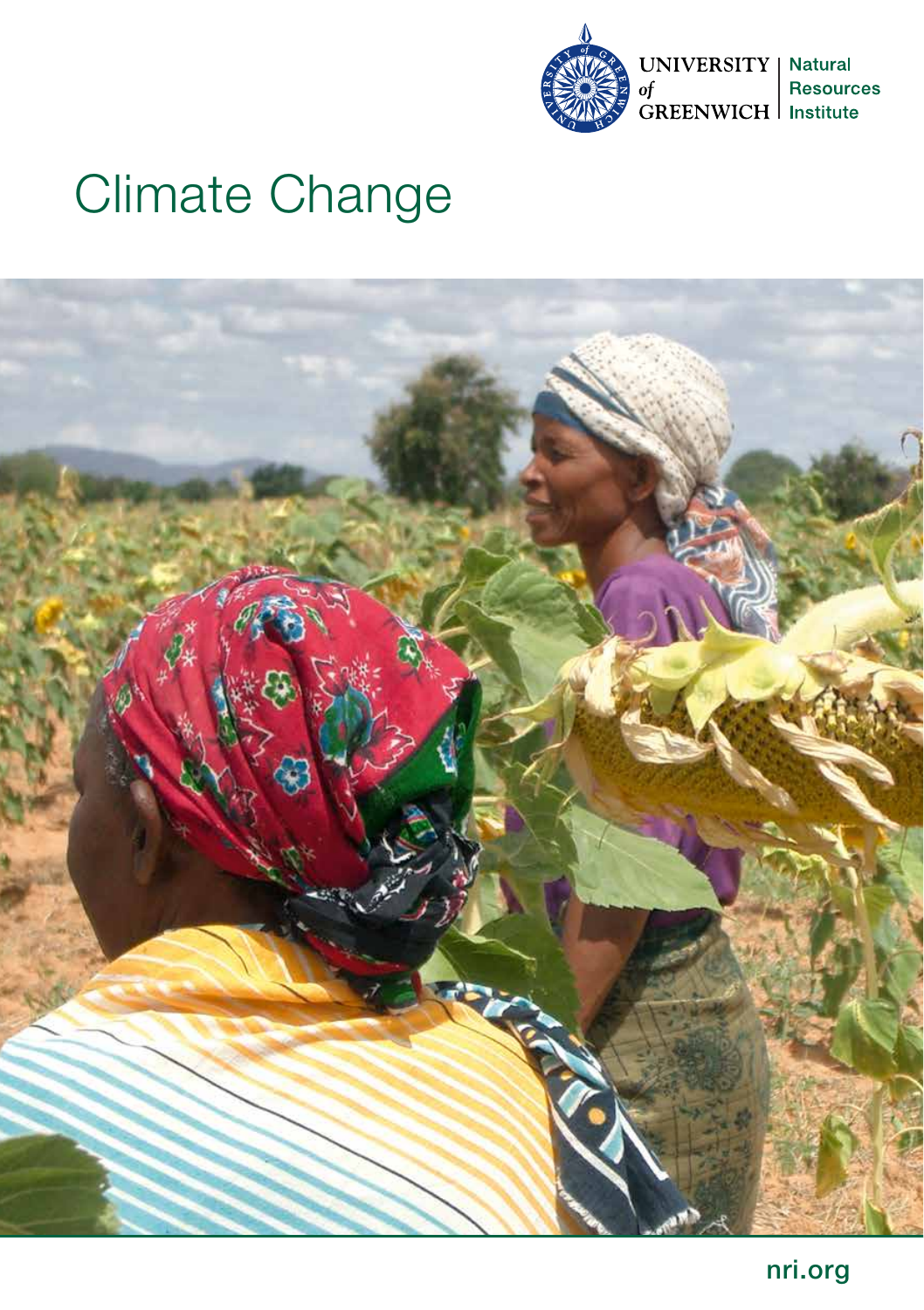UNIVERSITY of GREENWICH | Natural Resources Institute

# Climate Change

nri.org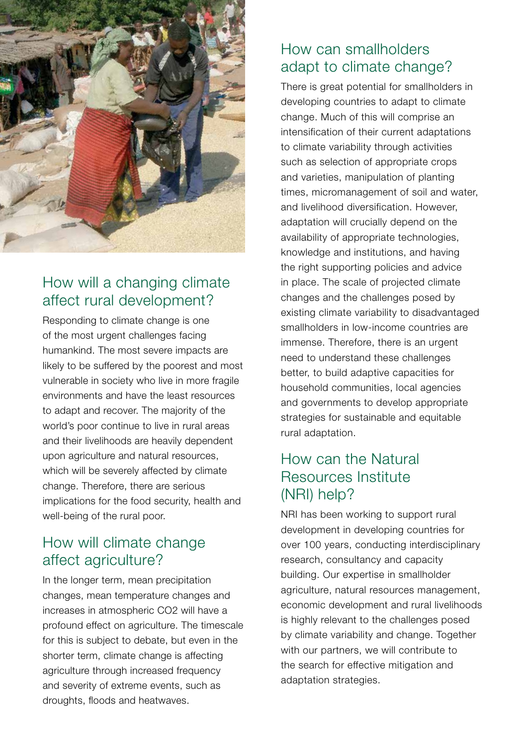## How will a changing climate affect rural development?

Responding to climate change is one of the most urgent challenges facing humankind. The most severe impacts are likely to be suffered by the poorest and most vulnerable in society who live in more fragile environments and have the least resources to adapt and recover. The majority of the world's poor continue to live in rural areas and their livelihoods are heavily dependent upon agriculture and natural resources, which will be severely affected by climate change. Therefore, there are serious implications for the food security, health and well-being of the rural poor.

## How will climate change affect agriculture?

In the longer term, mean precipitation changes, mean temperature changes and increases in atmospheric $CO_2$ will have a profound effect on agriculture. The timescale for this is subject to debate, but even in the shorter term, climate change is affecting agriculture through increased frequency and severity of extreme events, such as droughts, floods and heatwaves.

## How can smallholders adapt to climate change?

There is great potential for smallholders in developing countries to adapt to climate change. Much of this will comprise an intensification of their current adaptations to climate variability through activities such as selection of appropriate crops and varieties, manipulation of planting times, micromanagement of soil and water, and livelihood diversification. However, adaptation will crucially depend on the availability of appropriate technologies, knowledge and institutions, and having the right supporting policies and advice in place. The scale of projected climate changes and the challenges posed by existing climate variability to disadvantaged smallholders in low-income countries are immense. Therefore, there is an urgent need to understand these challenges better, to build adaptive capacities for household communities, local agencies and governments to develop appropriate strategies for sustainable and equitable rural adaptation.

## How can the Natural Resources Institute (NRI) help?

NRI has been working to support rural development in developing countries for over 100 years, conducting interdisciplinary research, consultancy and capacity building. Our expertise in smallholder agriculture, natural resources management, economic development and rural livelihoods is highly relevant to the challenges posed by climate variability and change. Together with our partners, we will contribute to the search for effective mitigation and adaptation strategies.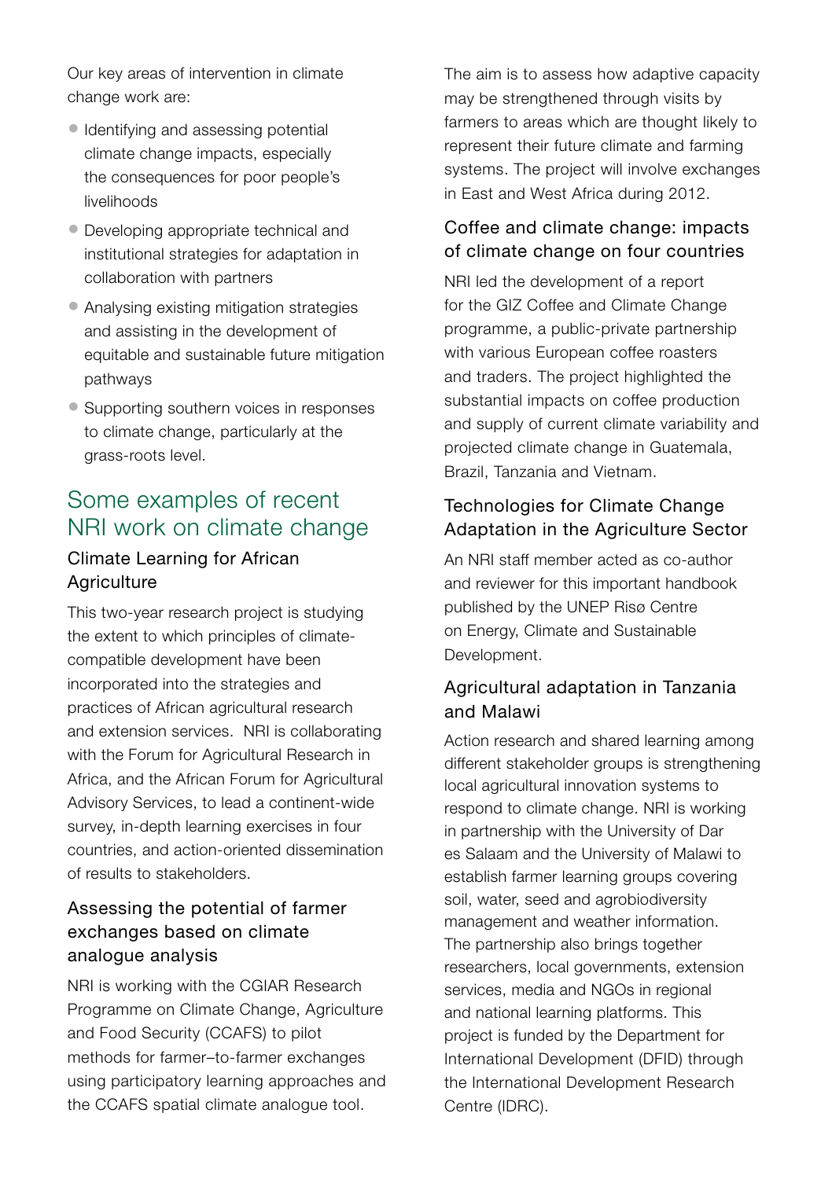Our key areas of intervention in climate change work are:

- Identifying and assessing potential climate change impacts, especially the consequences for poor people's livelihoods
- Developing appropriate technical and institutional strategies for adaptation in collaboration with partners
- Analysing existing mitigation strategies and assisting in the development of equitable and sustainable future mitigation pathways
- Supporting southern voices in responses to climate change, particularly at the grass-roots level.

## Some examples of recent NRI work on climate change

### Climate Learning for African Agriculture

This two-year research project is studying the extent to which principles of climate-compatible development have been incorporated into the strategies and practices of African agricultural research and extension services. NRI is collaborating with the Forum for Agricultural Research in Africa, and the African Forum for Agricultural Advisory Services, to lead a continent-wide survey, in-depth learning exercises in four countries, and action-oriented dissemination of results to stakeholders.

### Assessing the potential of farmer exchanges based on climate analogue analysis

NRI is working with the CGIAR Research Programme on Climate Change, Agriculture and Food Security (CCAFS) to pilot methods for farmer–to-farmer exchanges using participatory learning approaches and the CCAFS spatial climate analogue tool. The aim is to assess how adaptive capacity may be strengthened through visits by farmers to areas which are thought likely to represent their future climate and farming systems. The project will involve exchanges in East and West Africa during 2012.

### Coffee and climate change: impacts of climate change on four countries

NRI led the development of a report for the GIZ Coffee and Climate Change programme, a public-private partnership with various European coffee roasters and traders. The project highlighted the substantial impacts on coffee production and supply of current climate variability and projected climate change in Guatemala, Brazil, Tanzania and Vietnam.

### Technologies for Climate Change Adaptation in the Agriculture Sector

An NRI staff member acted as co-author and reviewer for this important handbook published by the UNEP Risø Centre on Energy, Climate and Sustainable Development.

### Agricultural adaptation in Tanzania and Malawi

Action research and shared learning among different stakeholder groups is strengthening local agricultural innovation systems to respond to climate change. NRI is working in partnership with the University of Dar es Salaam and the University of Malawi to establish farmer learning groups covering soil, water, seed and agrobiodiversity management and weather information. The partnership also brings together researchers, local governments, extension services, media and NGOs in regional and national learning platforms. This project is funded by the Department for International Development (DFID) through the International Development Research Centre (IDRC).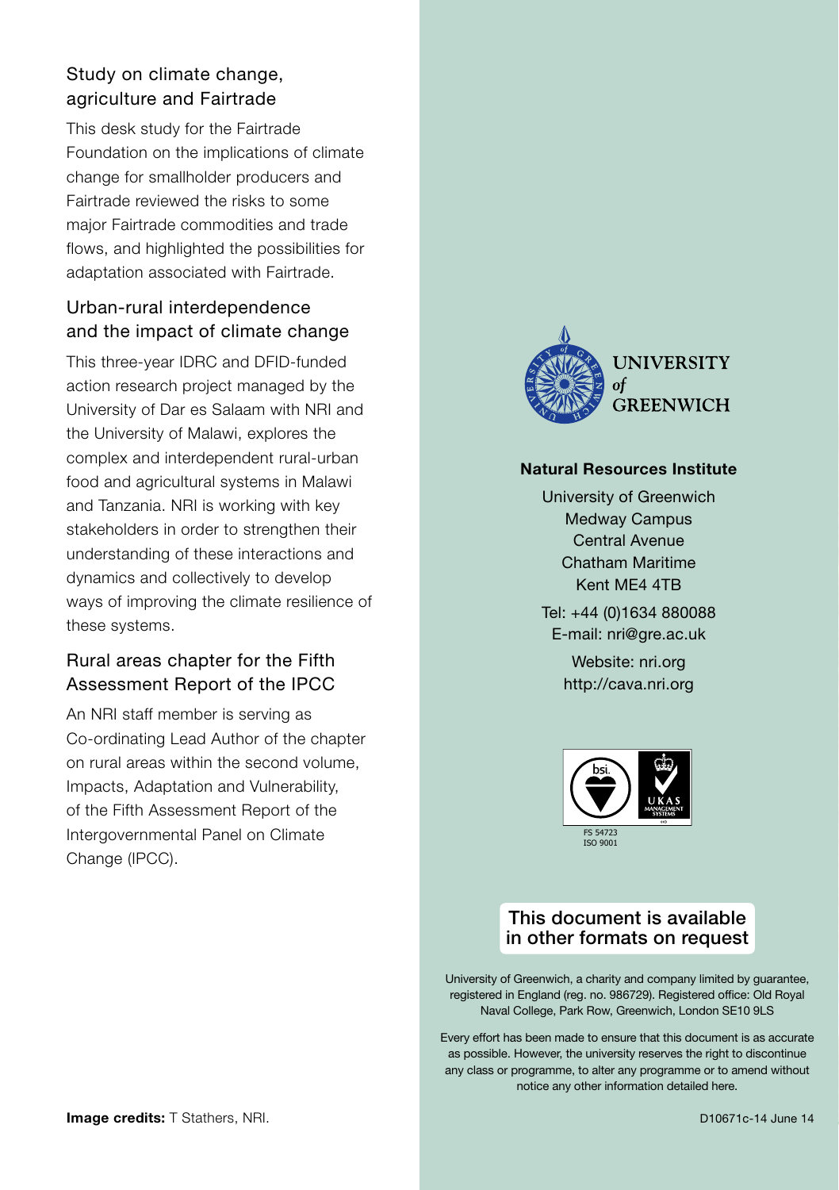### Study on climate change, agriculture and Fairtrade

This desk study for the Fairtrade Foundation on the implications of climate change for smallholder producers and Fairtrade reviewed the risks to some major Fairtrade commodities and trade flows, and highlighted the possibilities for adaptation associated with Fairtrade.

### Urban-rural interdependence and the impact of climate change

This three-year IDRC and DFID-funded action research project managed by the University of Dar es Salaam with NRI and the University of Malawi, explores the complex and interdependent rural-urban food and agricultural systems in Malawi and Tanzania. NRI is working with key stakeholders in order to strengthen their understanding of these interactions and dynamics and collectively to develop ways of improving the climate resilience of these systems.

### Rural areas chapter for the Fifth Assessment Report of the IPCC

An NRI staff member is serving as Co-ordinating Lead Author of the chapter on rural areas within the second volume, Impacts, Adaptation and Vulnerability, of the Fifth Assessment Report of the Intergovernmental Panel on Climate Change (IPCC).

**Image credits:** T Stathers, NRI.

UNIVERSITY *of* GREENWICH

**Natural Resources Institute**

University of Greenwich
Medway Campus
Central Avenue
Chatham Maritime
Kent ME4 4TB

Tel: +44 (0)1634 880088
E-mail: nri@gre.ac.uk

Website: nri.org
http://cava.nri.org

FS 54723
ISO 9001

**This document is available in other formats on request**

University of Greenwich, a charity and company limited by guarantee, registered in England (reg. no. 986729). Registered office: Old Royal Naval College, Park Row, Greenwich, London SE10 9LS

Every effort has been made to ensure that this document is as accurate as possible. However, the university reserves the right to discontinue any class or programme, to alter any programme or to amend without notice any other information detailed here.

D10671c-14 June 14